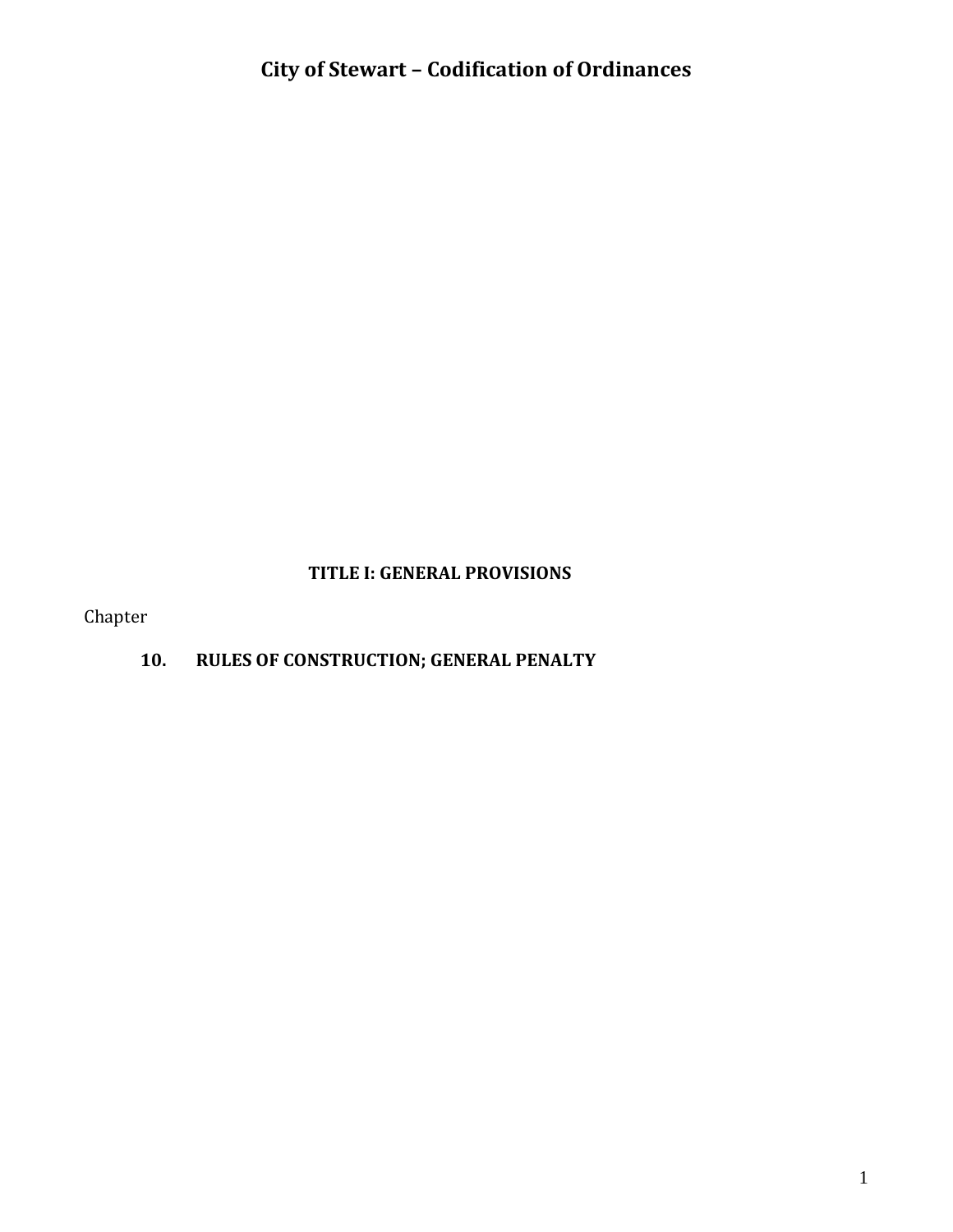# City of Stewart – Codification of Ordinances

## TITLE I: GENERAL PROVISIONS

Chapter

**10. RULES OF CONSTRUCTION; GENERAL PENALTY**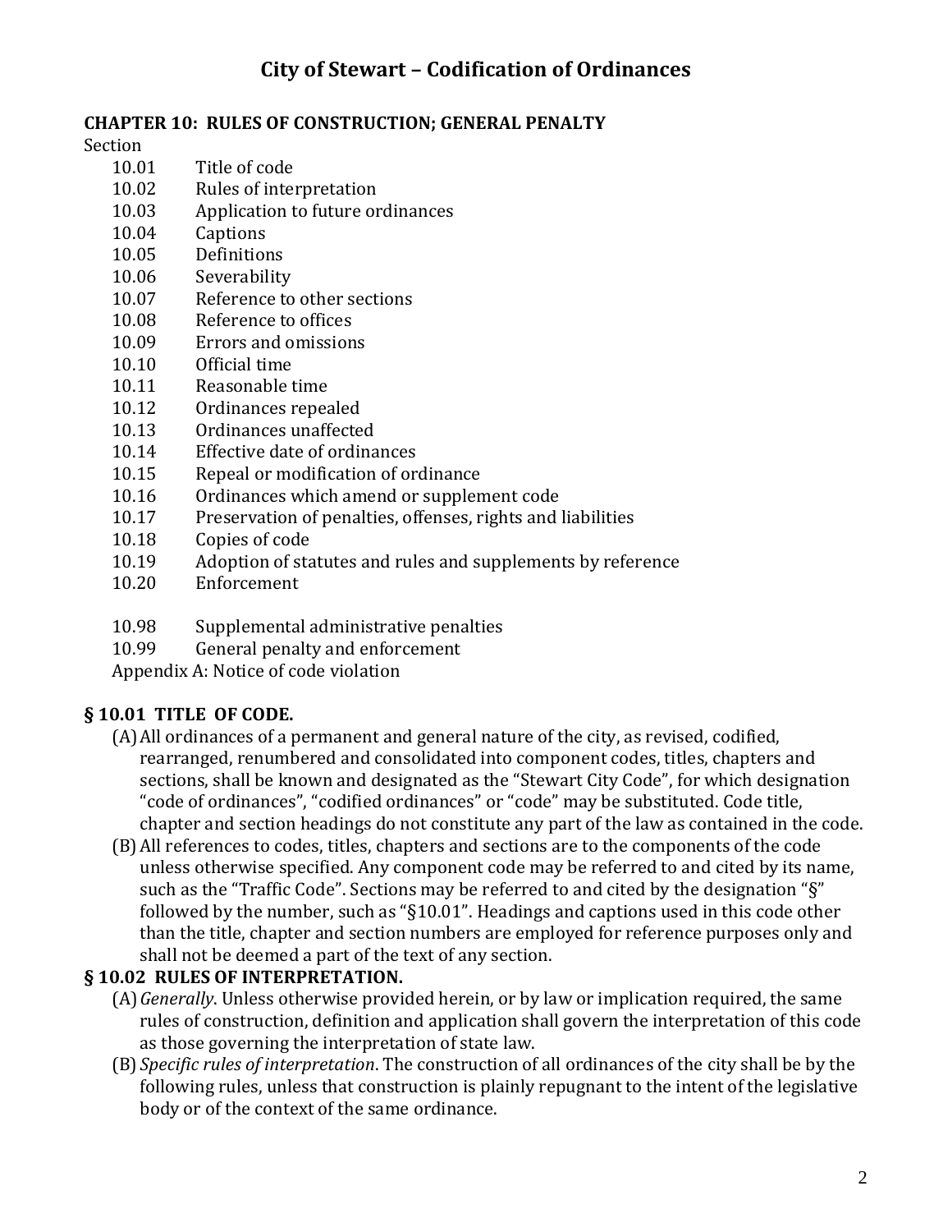# City of Stewart – Codification of Ordinances

## CHAPTER 10: RULES OF CONSTRUCTION; GENERAL PENALTY

Section

- 10.01 Title of code
- 10.02 Rules of interpretation
- 10.03 Application to future ordinances
- 10.04 Captions
- 10.05 Definitions
- 10.06 Severability
- 10.07 Reference to other sections
- 10.08 Reference to offices
- 10.09 Errors and omissions
- 10.10 Official time
- 10.11 Reasonable time
- 10.12 Ordinances repealed
- 10.13 Ordinances unaffected
- 10.14 Effective date of ordinances
- 10.15 Repeal or modification of ordinance
- 10.16 Ordinances which amend or supplement code
- 10.17 Preservation of penalties, offenses, rights and liabilities
- 10.18 Copies of code
- 10.19 Adoption of statutes and rules and supplements by reference
- 10.20 Enforcement

- 10.98 Supplemental administrative penalties
- 10.99 General penalty and enforcement

Appendix A: Notice of code violation

### § 10.01 TITLE OF CODE.

(A) All ordinances of a permanent and general nature of the city, as revised, codified, rearranged, renumbered and consolidated into component codes, titles, chapters and sections, shall be known and designated as the "Stewart City Code", for which designation "code of ordinances", "codified ordinances" or "code" may be substituted. Code title, chapter and section headings do not constitute any part of the law as contained in the code.

(B) All references to codes, titles, chapters and sections are to the components of the code unless otherwise specified. Any component code may be referred to and cited by its name, such as the "Traffic Code". Sections may be referred to and cited by the designation "§" followed by the number, such as "§10.01". Headings and captions used in this code other than the title, chapter and section numbers are employed for reference purposes only and shall not be deemed a part of the text of any section.

### § 10.02 RULES OF INTERPRETATION.

(A) *Generally*. Unless otherwise provided herein, or by law or implication required, the same rules of construction, definition and application shall govern the interpretation of this code as those governing the interpretation of state law.

(B) *Specific rules of interpretation*. The construction of all ordinances of the city shall be by the following rules, unless that construction is plainly repugnant to the intent of the legislative body or of the context of the same ordinance.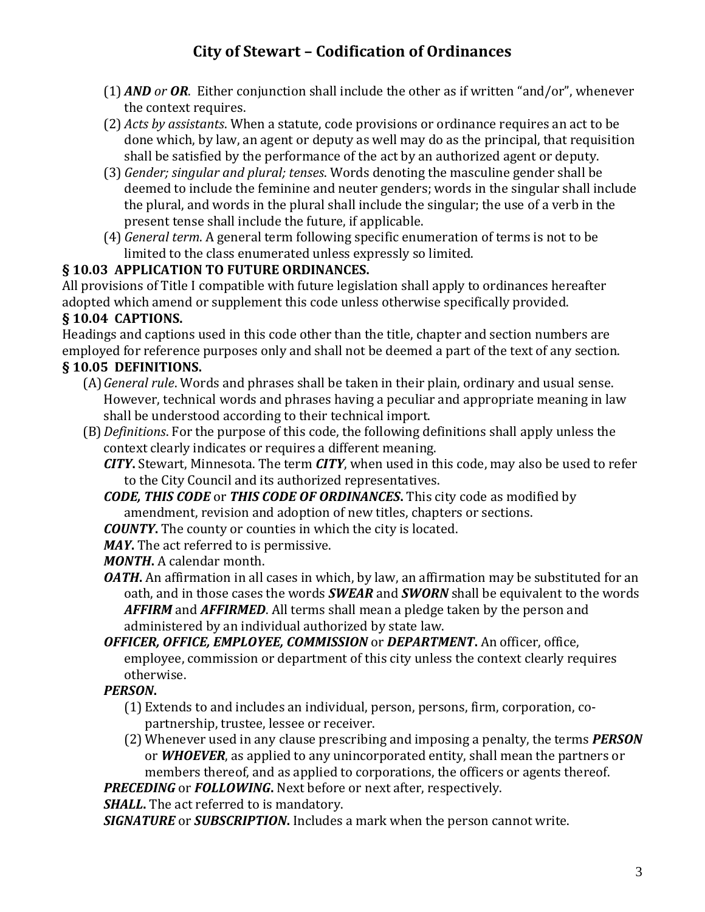(1) ***AND*** *or* ***OR***. Either conjunction shall include the other as if written "and/or", whenever the context requires.

(2) *Acts by assistants*. When a statute, code provisions or ordinance requires an act to be done which, by law, an agent or deputy as well may do as the principal, that requisition shall be satisfied by the performance of the act by an authorized agent or deputy.

(3) *Gender; singular and plural; tenses*. Words denoting the masculine gender shall be deemed to include the feminine and neuter genders; words in the singular shall include the plural, and words in the plural shall include the singular; the use of a verb in the present tense shall include the future, if applicable.

(4) *General term*. A general term following specific enumeration of terms is not to be limited to the class enumerated unless expressly so limited.

**§ 10.03 APPLICATION TO FUTURE ORDINANCES.**

All provisions of Title I compatible with future legislation shall apply to ordinances hereafter adopted which amend or supplement this code unless otherwise specifically provided.

**§ 10.04 CAPTIONS.**

Headings and captions used in this code other than the title, chapter and section numbers are employed for reference purposes only and shall not be deemed a part of the text of any section.

**§ 10.05 DEFINITIONS.**

(A) *General rule*. Words and phrases shall be taken in their plain, ordinary and usual sense. However, technical words and phrases having a peculiar and appropriate meaning in law shall be understood according to their technical import.

(B) *Definitions*. For the purpose of this code, the following definitions shall apply unless the context clearly indicates or requires a different meaning.

***CITY*.** Stewart, Minnesota. The term ***CITY***, when used in this code, may also be used to refer to the City Council and its authorized representatives.

***CODE, THIS CODE*** or ***THIS CODE OF ORDINANCES*.** This city code as modified by amendment, revision and adoption of new titles, chapters or sections.

***COUNTY*.** The county or counties in which the city is located.

***MAY*.** The act referred to is permissive.

***MONTH*.** A calendar month.

***OATH*.** An affirmation in all cases in which, by law, an affirmation may be substituted for an oath, and in those cases the words ***SWEAR*** and ***SWORN*** shall be equivalent to the words ***AFFIRM*** and ***AFFIRMED***. All terms shall mean a pledge taken by the person and administered by an individual authorized by state law.

***OFFICER, OFFICE, EMPLOYEE, COMMISSION*** or ***DEPARTMENT*.** An officer, office, employee, commission or department of this city unless the context clearly requires otherwise.

***PERSON*.**

(1) Extends to and includes an individual, person, persons, firm, corporation, co-partnership, trustee, lessee or receiver.

(2) Whenever used in any clause prescribing and imposing a penalty, the terms ***PERSON*** or ***WHOEVER***, as applied to any unincorporated entity, shall mean the partners or members thereof, and as applied to corporations, the officers or agents thereof.

***PRECEDING*** or ***FOLLOWING*.** Next before or next after, respectively.

***SHALL*.** The act referred to is mandatory.

***SIGNATURE*** or ***SUBSCRIPTION*.** Includes a mark when the person cannot write.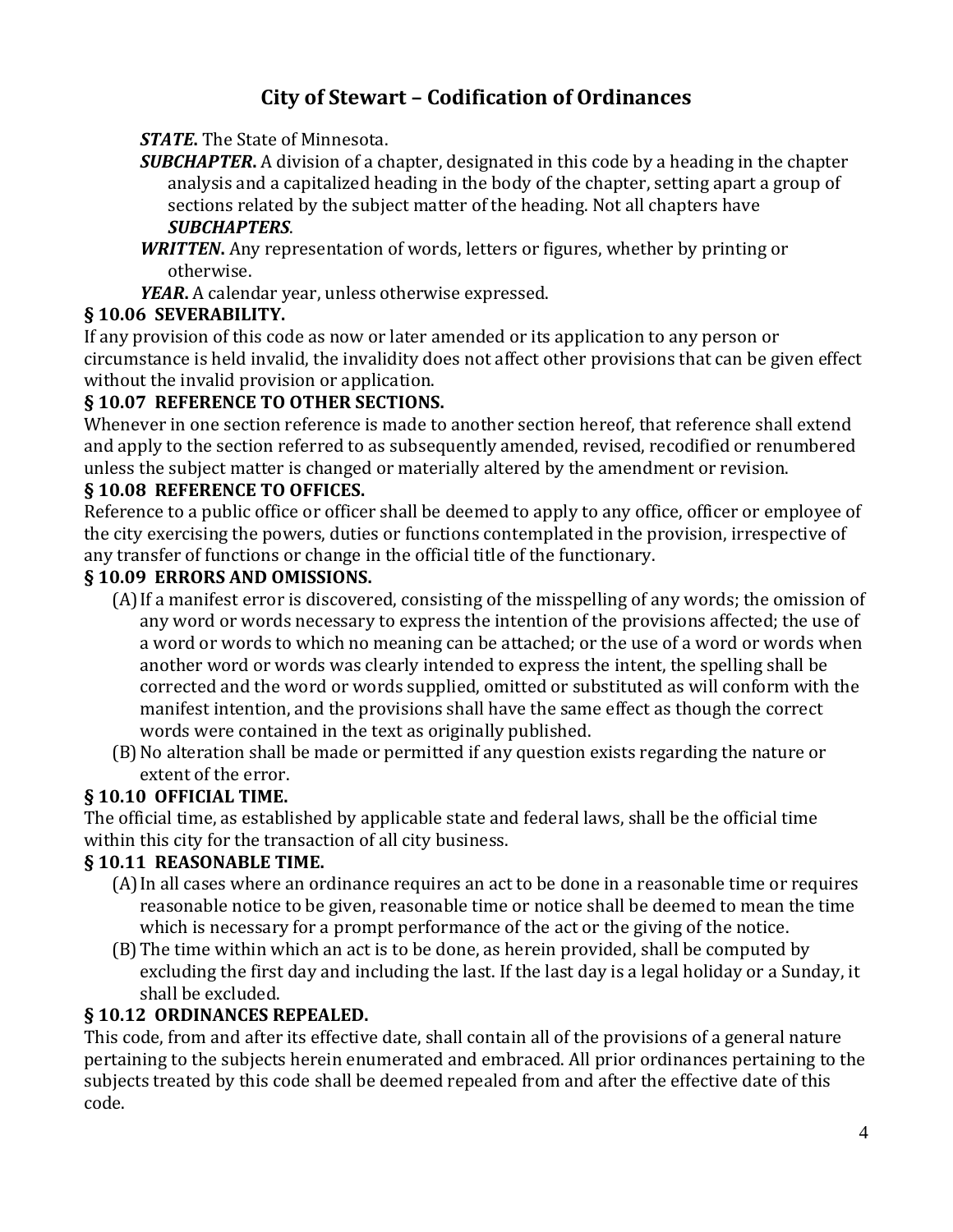***STATE*.** The State of Minnesota.

***SUBCHAPTER*.** A division of a chapter, designated in this code by a heading in the chapter analysis and a capitalized heading in the body of the chapter, setting apart a group of sections related by the subject matter of the heading. Not all chapters have ***SUBCHAPTERS***.

***WRITTEN*.** Any representation of words, letters or figures, whether by printing or otherwise.

***YEAR*.** A calendar year, unless otherwise expressed.

### § 10.06 SEVERABILITY.

If any provision of this code as now or later amended or its application to any person or circumstance is held invalid, the invalidity does not affect other provisions that can be given effect without the invalid provision or application.

### § 10.07 REFERENCE TO OTHER SECTIONS.

Whenever in one section reference is made to another section hereof, that reference shall extend and apply to the section referred to as subsequently amended, revised, recodified or renumbered unless the subject matter is changed or materially altered by the amendment or revision.

### § 10.08 REFERENCE TO OFFICES.

Reference to a public office or officer shall be deemed to apply to any office, officer or employee of the city exercising the powers, duties or functions contemplated in the provision, irrespective of any transfer of functions or change in the official title of the functionary.

### § 10.09 ERRORS AND OMISSIONS.

(A) If a manifest error is discovered, consisting of the misspelling of any words; the omission of any word or words necessary to express the intention of the provisions affected; the use of a word or words to which no meaning can be attached; or the use of a word or words when another word or words was clearly intended to express the intent, the spelling shall be corrected and the word or words supplied, omitted or substituted as will conform with the manifest intention, and the provisions shall have the same effect as though the correct words were contained in the text as originally published.

(B) No alteration shall be made or permitted if any question exists regarding the nature or extent of the error.

### § 10.10 OFFICIAL TIME.

The official time, as established by applicable state and federal laws, shall be the official time within this city for the transaction of all city business.

### § 10.11 REASONABLE TIME.

(A) In all cases where an ordinance requires an act to be done in a reasonable time or requires reasonable notice to be given, reasonable time or notice shall be deemed to mean the time which is necessary for a prompt performance of the act or the giving of the notice.

(B) The time within which an act is to be done, as herein provided, shall be computed by excluding the first day and including the last. If the last day is a legal holiday or a Sunday, it shall be excluded.

### § 10.12 ORDINANCES REPEALED.

This code, from and after its effective date, shall contain all of the provisions of a general nature pertaining to the subjects herein enumerated and embraced. All prior ordinances pertaining to the subjects treated by this code shall be deemed repealed from and after the effective date of this code.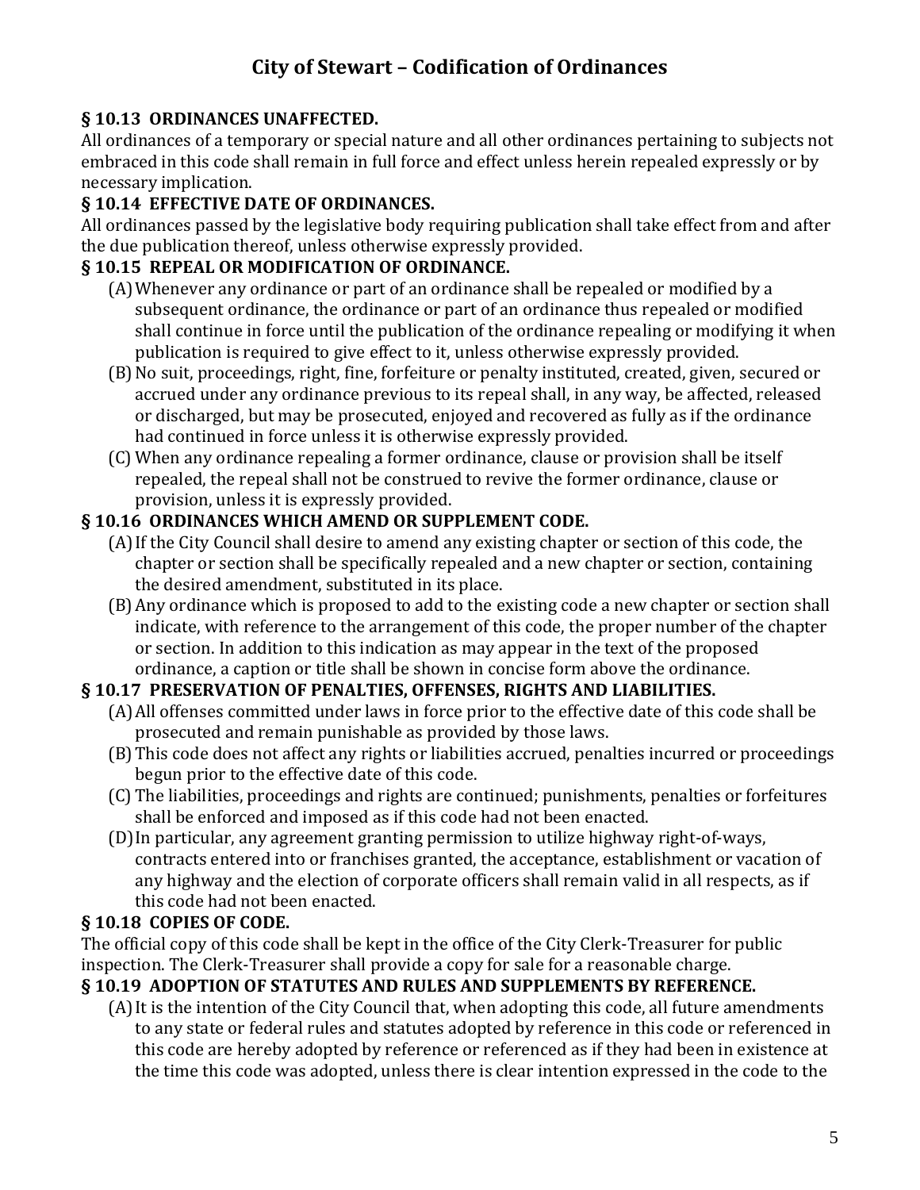### § 10.13 ORDINANCES UNAFFECTED.

All ordinances of a temporary or special nature and all other ordinances pertaining to subjects not embraced in this code shall remain in full force and effect unless herein repealed expressly or by necessary implication.

### § 10.14 EFFECTIVE DATE OF ORDINANCES.

All ordinances passed by the legislative body requiring publication shall take effect from and after the due publication thereof, unless otherwise expressly provided.

### § 10.15 REPEAL OR MODIFICATION OF ORDINANCE.

(A) Whenever any ordinance or part of an ordinance shall be repealed or modified by a subsequent ordinance, the ordinance or part of an ordinance thus repealed or modified shall continue in force until the publication of the ordinance repealing or modifying it when publication is required to give effect to it, unless otherwise expressly provided.

(B) No suit, proceedings, right, fine, forfeiture or penalty instituted, created, given, secured or accrued under any ordinance previous to its repeal shall, in any way, be affected, released or discharged, but may be prosecuted, enjoyed and recovered as fully as if the ordinance had continued in force unless it is otherwise expressly provided.

(C) When any ordinance repealing a former ordinance, clause or provision shall be itself repealed, the repeal shall not be construed to revive the former ordinance, clause or provision, unless it is expressly provided.

### § 10.16 ORDINANCES WHICH AMEND OR SUPPLEMENT CODE.

(A) If the City Council shall desire to amend any existing chapter or section of this code, the chapter or section shall be specifically repealed and a new chapter or section, containing the desired amendment, substituted in its place.

(B) Any ordinance which is proposed to add to the existing code a new chapter or section shall indicate, with reference to the arrangement of this code, the proper number of the chapter or section. In addition to this indication as may appear in the text of the proposed ordinance, a caption or title shall be shown in concise form above the ordinance.

### § 10.17 PRESERVATION OF PENALTIES, OFFENSES, RIGHTS AND LIABILITIES.

(A) All offenses committed under laws in force prior to the effective date of this code shall be prosecuted and remain punishable as provided by those laws.

(B) This code does not affect any rights or liabilities accrued, penalties incurred or proceedings begun prior to the effective date of this code.

(C) The liabilities, proceedings and rights are continued; punishments, penalties or forfeitures shall be enforced and imposed as if this code had not been enacted.

(D) In particular, any agreement granting permission to utilize highway right-of-ways, contracts entered into or franchises granted, the acceptance, establishment or vacation of any highway and the election of corporate officers shall remain valid in all respects, as if this code had not been enacted.

### § 10.18 COPIES OF CODE.

The official copy of this code shall be kept in the office of the City Clerk-Treasurer for public inspection. The Clerk-Treasurer shall provide a copy for sale for a reasonable charge.

### § 10.19 ADOPTION OF STATUTES AND RULES AND SUPPLEMENTS BY REFERENCE.

(A) It is the intention of the City Council that, when adopting this code, all future amendments to any state or federal rules and statutes adopted by reference in this code or referenced in this code are hereby adopted by reference or referenced as if they had been in existence at the time this code was adopted, unless there is clear intention expressed in the code to the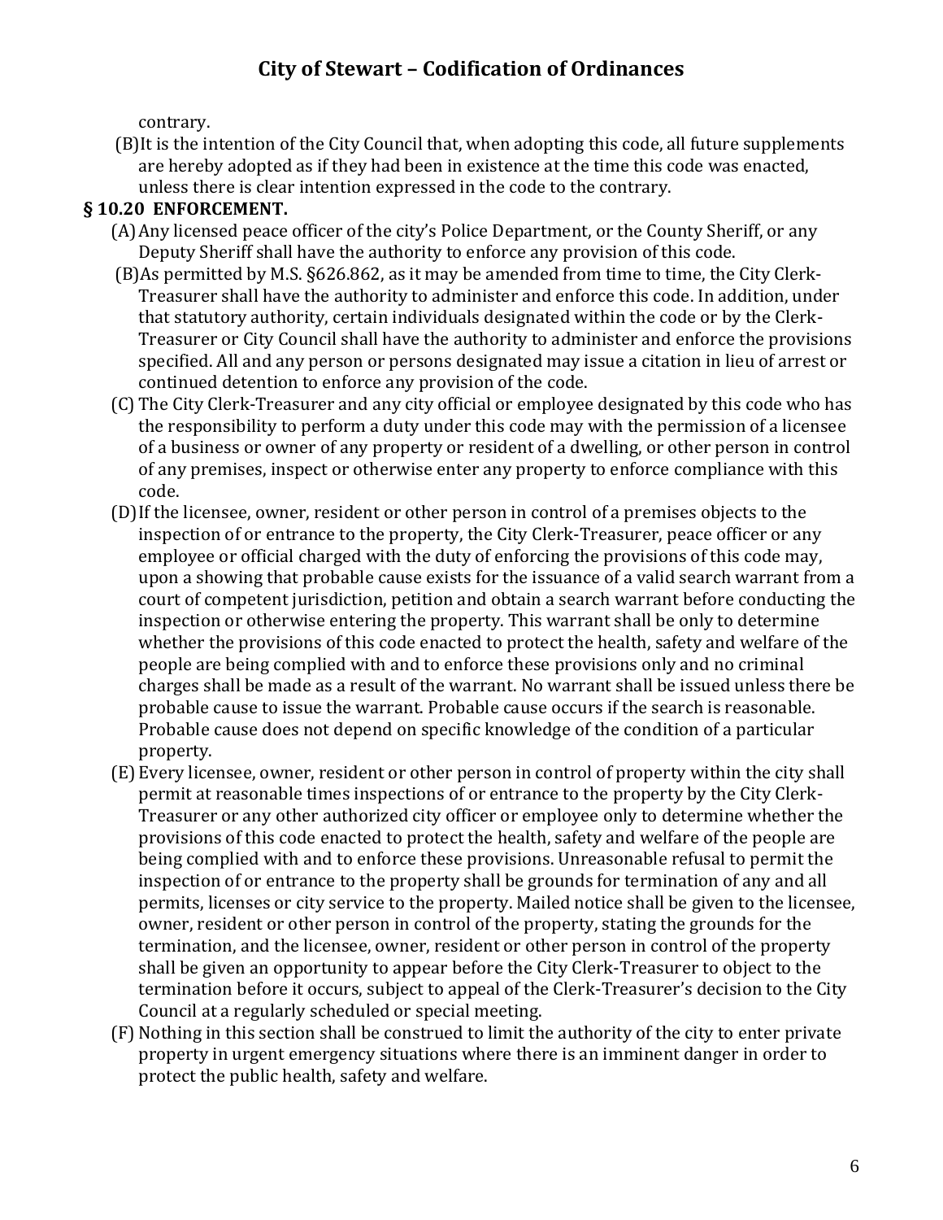contrary.

(B) It is the intention of the City Council that, when adopting this code, all future supplements are hereby adopted as if they had been in existence at the time this code was enacted, unless there is clear intention expressed in the code to the contrary.

**§ 10.20 ENFORCEMENT.**

(A) Any licensed peace officer of the city's Police Department, or the County Sheriff, or any Deputy Sheriff shall have the authority to enforce any provision of this code.

(B) As permitted by M.S. §626.862, as it may be amended from time to time, the City Clerk-Treasurer shall have the authority to administer and enforce this code. In addition, under that statutory authority, certain individuals designated within the code or by the Clerk-Treasurer or City Council shall have the authority to administer and enforce the provisions specified. All and any person or persons designated may issue a citation in lieu of arrest or continued detention to enforce any provision of the code.

(C) The City Clerk-Treasurer and any city official or employee designated by this code who has the responsibility to perform a duty under this code may with the permission of a licensee of a business or owner of any property or resident of a dwelling, or other person in control of any premises, inspect or otherwise enter any property to enforce compliance with this code.

(D) If the licensee, owner, resident or other person in control of a premises objects to the inspection of or entrance to the property, the City Clerk-Treasurer, peace officer or any employee or official charged with the duty of enforcing the provisions of this code may, upon a showing that probable cause exists for the issuance of a valid search warrant from a court of competent jurisdiction, petition and obtain a search warrant before conducting the inspection or otherwise entering the property. This warrant shall be only to determine whether the provisions of this code enacted to protect the health, safety and welfare of the people are being complied with and to enforce these provisions only and no criminal charges shall be made as a result of the warrant. No warrant shall be issued unless there be probable cause to issue the warrant. Probable cause occurs if the search is reasonable. Probable cause does not depend on specific knowledge of the condition of a particular property.

(E) Every licensee, owner, resident or other person in control of property within the city shall permit at reasonable times inspections of or entrance to the property by the City Clerk-Treasurer or any other authorized city officer or employee only to determine whether the provisions of this code enacted to protect the health, safety and welfare of the people are being complied with and to enforce these provisions. Unreasonable refusal to permit the inspection of or entrance to the property shall be grounds for termination of any and all permits, licenses or city service to the property. Mailed notice shall be given to the licensee, owner, resident or other person in control of the property, stating the grounds for the termination, and the licensee, owner, resident or other person in control of the property shall be given an opportunity to appear before the City Clerk-Treasurer to object to the termination before it occurs, subject to appeal of the Clerk-Treasurer's decision to the City Council at a regularly scheduled or special meeting.

(F) Nothing in this section shall be construed to limit the authority of the city to enter private property in urgent emergency situations where there is an imminent danger in order to protect the public health, safety and welfare.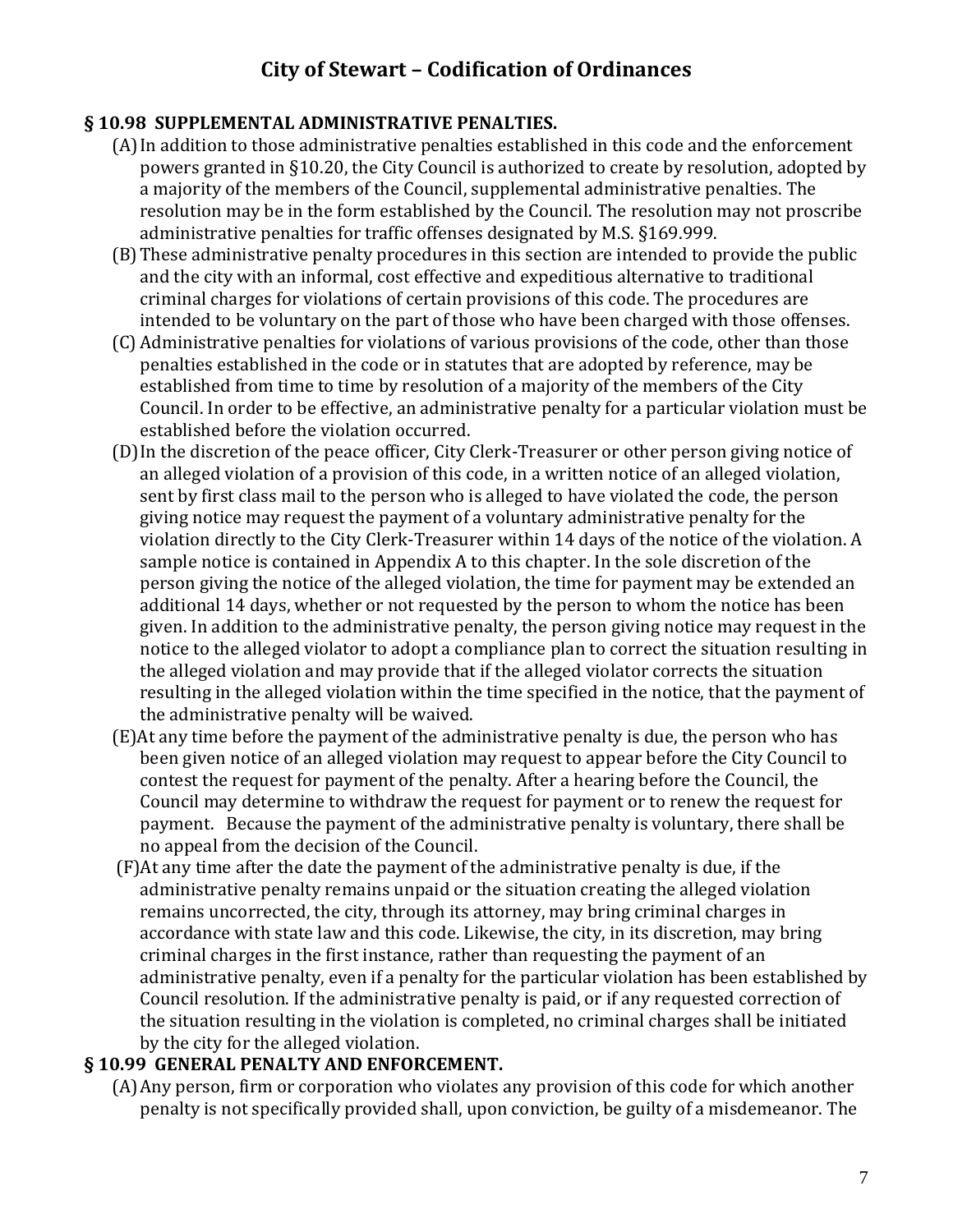### § 10.98 SUPPLEMENTAL ADMINISTRATIVE PENALTIES.

(A) In addition to those administrative penalties established in this code and the enforcement powers granted in §10.20, the City Council is authorized to create by resolution, adopted by a majority of the members of the Council, supplemental administrative penalties. The resolution may be in the form established by the Council. The resolution may not proscribe administrative penalties for traffic offenses designated by M.S. §169.999.

(B) These administrative penalty procedures in this section are intended to provide the public and the city with an informal, cost effective and expeditious alternative to traditional criminal charges for violations of certain provisions of this code. The procedures are intended to be voluntary on the part of those who have been charged with those offenses.

(C) Administrative penalties for violations of various provisions of the code, other than those penalties established in the code or in statutes that are adopted by reference, may be established from time to time by resolution of a majority of the members of the City Council. In order to be effective, an administrative penalty for a particular violation must be established before the violation occurred.

(D) In the discretion of the peace officer, City Clerk-Treasurer or other person giving notice of an alleged violation of a provision of this code, in a written notice of an alleged violation, sent by first class mail to the person who is alleged to have violated the code, the person giving notice may request the payment of a voluntary administrative penalty for the violation directly to the City Clerk-Treasurer within 14 days of the notice of the violation. A sample notice is contained in Appendix A to this chapter. In the sole discretion of the person giving the notice of the alleged violation, the time for payment may be extended an additional 14 days, whether or not requested by the person to whom the notice has been given. In addition to the administrative penalty, the person giving notice may request in the notice to the alleged violator to adopt a compliance plan to correct the situation resulting in the alleged violation and may provide that if the alleged violator corrects the situation resulting in the alleged violation within the time specified in the notice, that the payment of the administrative penalty will be waived.

(E) At any time before the payment of the administrative penalty is due, the person who has been given notice of an alleged violation may request to appear before the City Council to contest the request for payment of the penalty. After a hearing before the Council, the Council may determine to withdraw the request for payment or to renew the request for payment. Because the payment of the administrative penalty is voluntary, there shall be no appeal from the decision of the Council.

(F) At any time after the date the payment of the administrative penalty is due, if the administrative penalty remains unpaid or the situation creating the alleged violation remains uncorrected, the city, through its attorney, may bring criminal charges in accordance with state law and this code. Likewise, the city, in its discretion, may bring criminal charges in the first instance, rather than requesting the payment of an administrative penalty, even if a penalty for the particular violation has been established by Council resolution. If the administrative penalty is paid, or if any requested correction of the situation resulting in the violation is completed, no criminal charges shall be initiated by the city for the alleged violation.

### § 10.99 GENERAL PENALTY AND ENFORCEMENT.

(A) Any person, firm or corporation who violates any provision of this code for which another penalty is not specifically provided shall, upon conviction, be guilty of a misdemeanor. The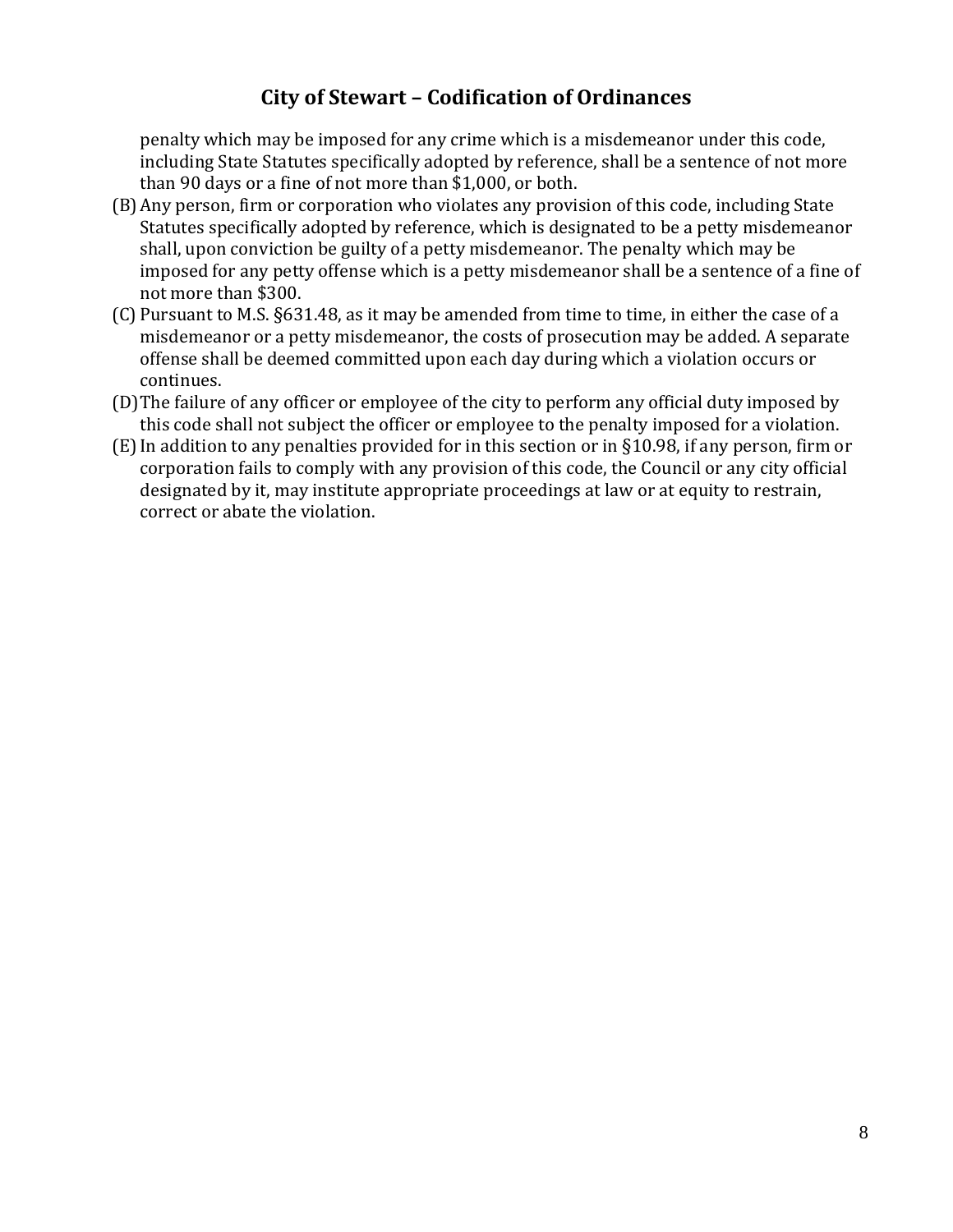penalty which may be imposed for any crime which is a misdemeanor under this code, including State Statutes specifically adopted by reference, shall be a sentence of not more than 90 days or a fine of not more than $1,000, or both.

(B) Any person, firm or corporation who violates any provision of this code, including State Statutes specifically adopted by reference, which is designated to be a petty misdemeanor shall, upon conviction be guilty of a petty misdemeanor. The penalty which may be imposed for any petty offense which is a petty misdemeanor shall be a sentence of a fine of not more than $300.

(C) Pursuant to M.S. §631.48, as it may be amended from time to time, in either the case of a misdemeanor or a petty misdemeanor, the costs of prosecution may be added. A separate offense shall be deemed committed upon each day during which a violation occurs or continues.

(D) The failure of any officer or employee of the city to perform any official duty imposed by this code shall not subject the officer or employee to the penalty imposed for a violation.

(E) In addition to any penalties provided for in this section or in §10.98, if any person, firm or corporation fails to comply with any provision of this code, the Council or any city official designated by it, may institute appropriate proceedings at law or at equity to restrain, correct or abate the violation.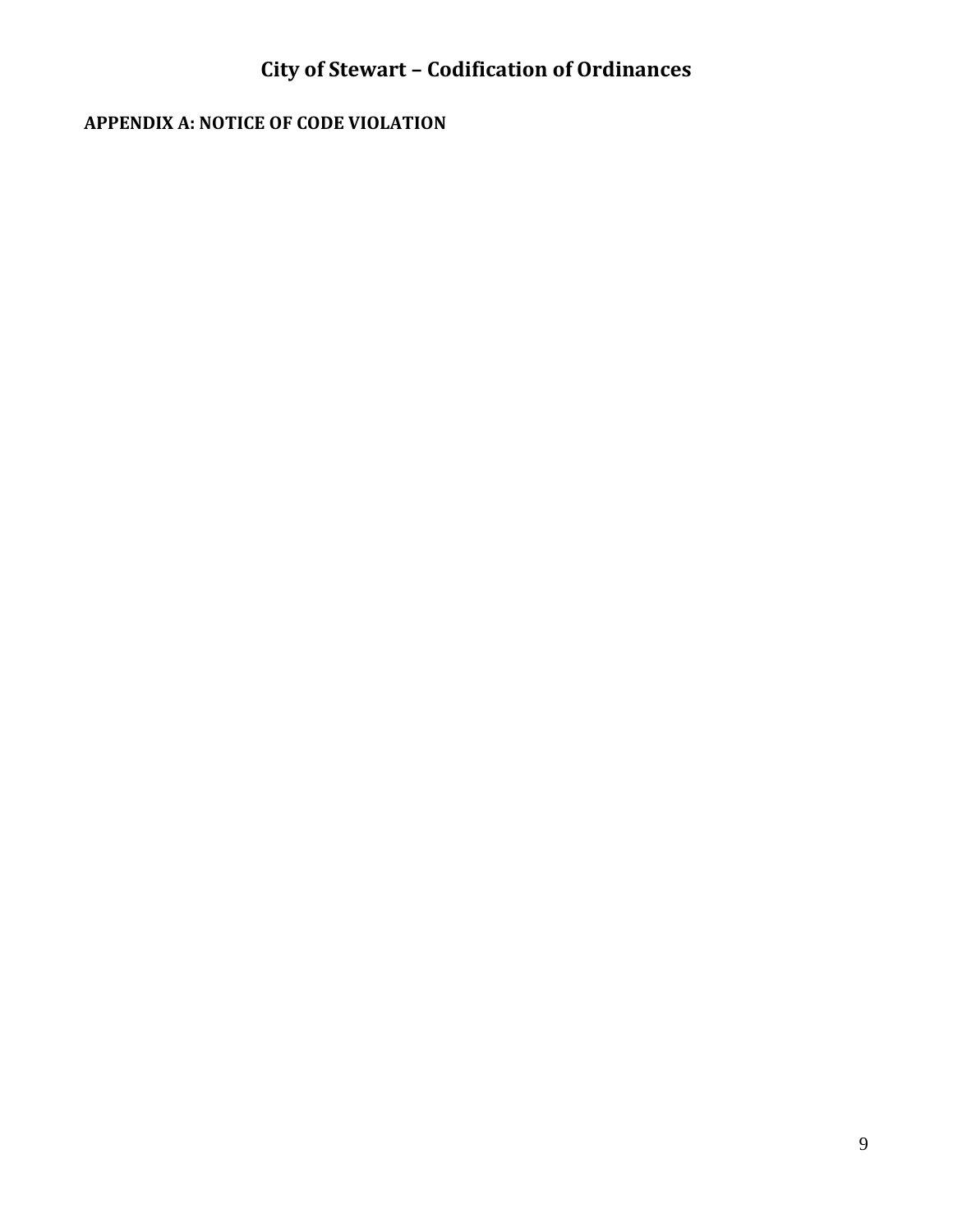## APPENDIX A: NOTICE OF CODE VIOLATION